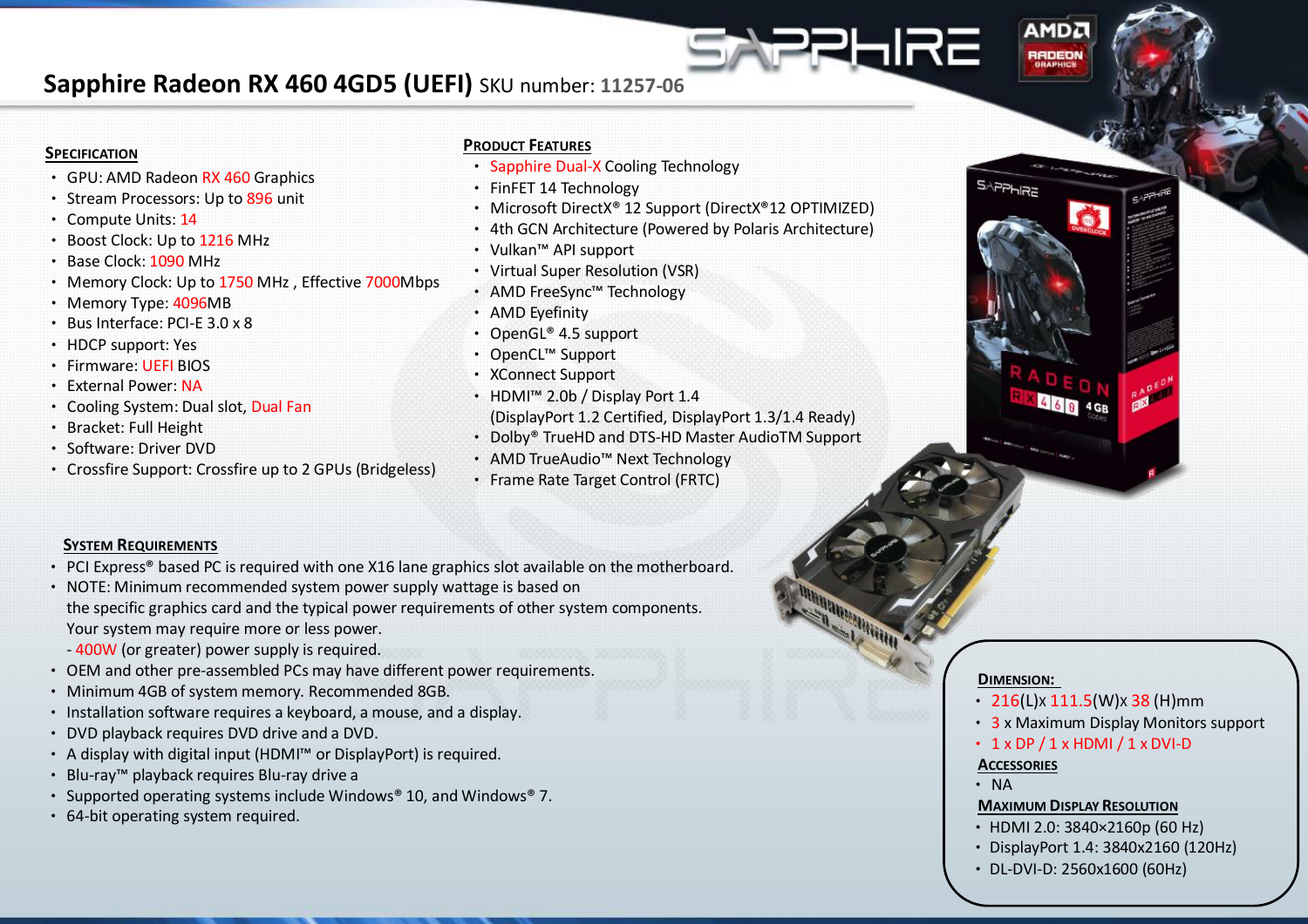# Sapphire Radeon RX 460 4GD5 (UEFI) SKU number: 11257-06

## Specification

- GPU: AMD Radeon RX 460 Graphics
- Stream Processors: Up to 896 unit
- Compute Units: 14
- Boost Clock: Up to 1216 MHz
- Base Clock: 1090 MHz
- Memory Clock: Up to 1750 MHz , Effective 7000Mbps
- Memory Type: 4096MB
- Bus Interface: PCI-E 3.0 x 8
- HDCP support: Yes
- Firmware: UEFI BIOS
- External Power: NA
- Cooling System: Dual slot, Dual Fan
- Bracket: Full Height
- Software: Driver DVD
- Crossfire Support: Crossfire up to 2 GPUs (Bridgeless)

## Product Features

- Sapphire Dual-X Cooling Technology
- FinFET 14 Technology
- Microsoft DirectX® 12 Support (DirectX®12 OPTIMIZED)
- 4th GCN Architecture (Powered by Polaris Architecture)
- Vulkan™ API support
- Virtual Super Resolution (VSR)
- AMD FreeSync™ Technology
- AMD Eyefinity
- OpenGL® 4.5 support
- OpenCL™ Support
- XConnect Support
- HDMI™ 2.0b / Display Port 1.4
  (DisplayPort 1.2 Certified, DisplayPort 1.3/1.4 Ready)
- Dolby® TrueHD and DTS-HD Master AudioTM Support
- AMD TrueAudio™ Next Technology
- Frame Rate Target Control (FRTC)

## System Requirements

- PCI Express® based PC is required with one X16 lane graphics slot available on the motherboard.
- NOTE: Minimum recommended system power supply wattage is based on
  the specific graphics card and the typical power requirements of other system components.
  Your system may require more or less power.
  - 400W (or greater) power supply is required.
- OEM and other pre-assembled PCs may have different power requirements.
- Minimum 4GB of system memory. Recommended 8GB.
- Installation software requires a keyboard, a mouse, and a display.
- DVD playback requires DVD drive and a DVD.
- A display with digital input (HDMI™ or DisplayPort) is required.
- Blu-ray™ playback requires Blu-ray drive a
- Supported operating systems include Windows® 10, and Windows® 7.
- 64-bit operating system required.

## Dimension:

- 216(L)x 111.5(W)x 38 (H)mm
- 3 x Maximum Display Monitors support
- 1 x DP / 1 x HDMI / 1 x DVI-D

## Accessories

- NA

## Maximum Display Resolution

- HDMI 2.0: 3840×2160p (60 Hz)
- DisplayPort 1.4: 3840x2160 (120Hz)
- DL-DVI-D: 2560x1600 (60Hz)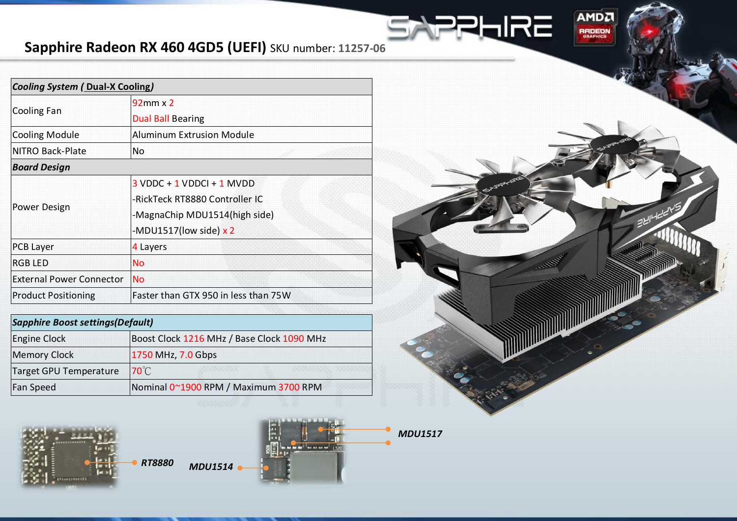# Sapphire Radeon RX 460 4GD5 (UEFI) SKU number: 11257-06

| *Cooling System ( Dual-X Cooling)* | |
|---|---|
| Cooling Fan | 92mm x 2<br>Dual Ball Bearing |
| Cooling Module | Aluminum Extrusion Module |
| NITRO Back-Plate | No |
| ***Board Design*** | |
| Power Design | 3 VDDC + 1 VDDCI + 1 MVDD<br>-RickTeck RT8880 Controller IC<br>-MagnaChip MDU1514(high side)<br>-MDU1517(low side) x 2 |
| PCB Layer | 4 Layers |
| RGB LED | No |
| External Power Connector | No |
| Product Positioning | Faster than GTX 950 in less than 75W |

| *Sapphire Boost settings(Default)* | |
|---|---|
| Engine Clock | Boost Clock 1216 MHz / Base Clock 1090 MHz |
| Memory Clock | 1750 MHz, 7.0 Gbps |
| Target GPU Temperature | 70℃ |
| Fan Speed | Nominal 0~1900 RPM / Maximum 3700 RPM |

*RT8880*

*MDU1514*

*MDU1517*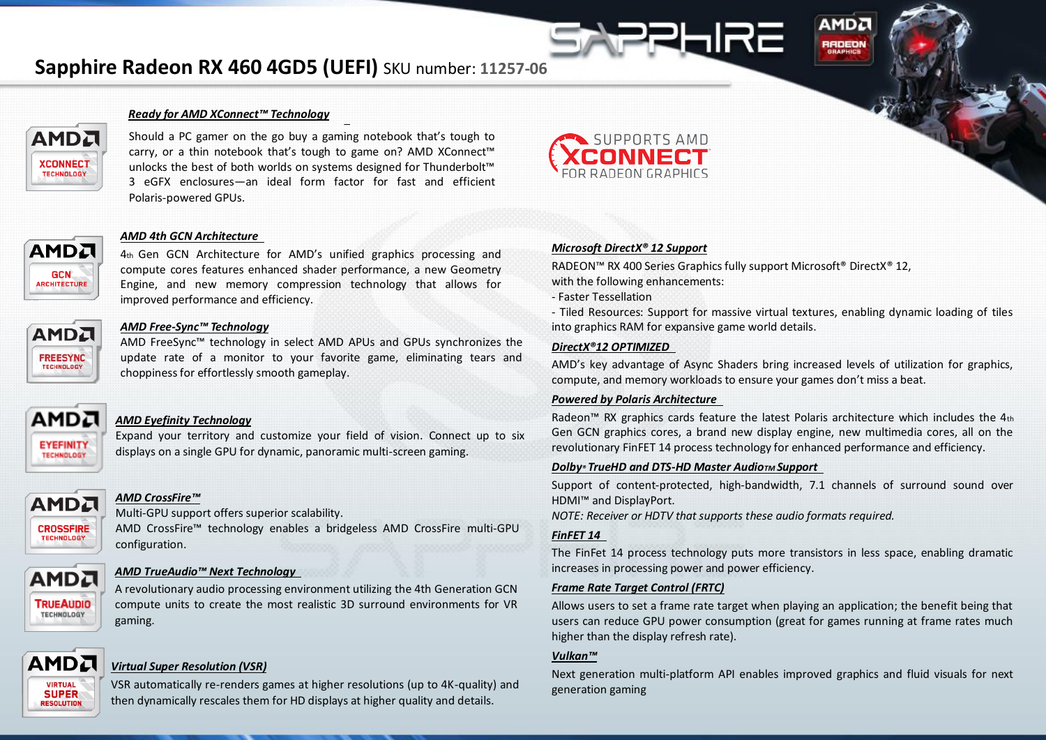# Sapphire Radeon RX 460 4GD5 (UEFI) SKU number: 11257-06

### *Ready for AMD XConnect™ Technology*

Should a PC gamer on the go buy a gaming notebook that's tough to carry, or a thin notebook that's tough to game on? AMD XConnect™ unlocks the best of both worlds on systems designed for Thunderbolt™ 3 eGFX enclosures—an ideal form factor for fast and efficient Polaris-powered GPUs.

SUPPORTS AMD XCONNECT FOR RADEON GRAPHICS

### *AMD 4th GCN Architecture*

4th Gen GCN Architecture for AMD's unified graphics processing and compute cores features enhanced shader performance, a new Geometry Engine, and new memory compression technology that allows for improved performance and efficiency.

### *AMD Free-Sync™ Technology*

AMD FreeSync™ technology in select AMD APUs and GPUs synchronizes the update rate of a monitor to your favorite game, eliminating tears and choppiness for effortlessly smooth gameplay.

### *AMD Eyefinity Technology*

Expand your territory and customize your field of vision. Connect up to six displays on a single GPU for dynamic, panoramic multi-screen gaming.

### *AMD CrossFire™*

Multi-GPU support offers superior scalability.
AMD CrossFire™ technology enables a bridgeless AMD CrossFire multi-GPU configuration.

### *AMD TrueAudio™ Next Technology*

A revolutionary audio processing environment utilizing the 4th Generation GCN compute units to create the most realistic 3D surround environments for VR gaming.

### *Virtual Super Resolution (VSR)*

VSR automatically re-renders games at higher resolutions (up to 4K-quality) and then dynamically rescales them for HD displays at higher quality and details.

### *Microsoft DirectX® 12 Support*

RADEON™ RX 400 Series Graphics fully support Microsoft® DirectX® 12, with the following enhancements:
- Faster Tessellation
- Tiled Resources: Support for massive virtual textures, enabling dynamic loading of tiles into graphics RAM for expansive game world details.

### *DirectX®12 OPTIMIZED*

AMD's key advantage of Async Shaders bring increased levels of utilization for graphics, compute, and memory workloads to ensure your games don't miss a beat.

### *Powered by Polaris Architecture*

Radeon™ RX graphics cards feature the latest Polaris architecture which includes the 4th Gen GCN graphics cores, a brand new display engine, new multimedia cores, all on the revolutionary FinFET 14 process technology for enhanced performance and efficiency.

### *Dolby® TrueHD and DTS-HD Master Audio™ Support*

Support of content-protected, high-bandwidth, 7.1 channels of surround sound over HDMI™ and DisplayPort.
*NOTE: Receiver or HDTV that supports these audio formats required.*

### *FinFET 14*

The FinFet 14 process technology puts more transistors in less space, enabling dramatic increases in processing power and power efficiency.

### *Frame Rate Target Control (FRTC)*

Allows users to set a frame rate target when playing an application; the benefit being that users can reduce GPU power consumption (great for games running at frame rates much higher than the display refresh rate).

### *Vulkan™*

Next generation multi-platform API enables improved graphics and fluid visuals for next generation gaming